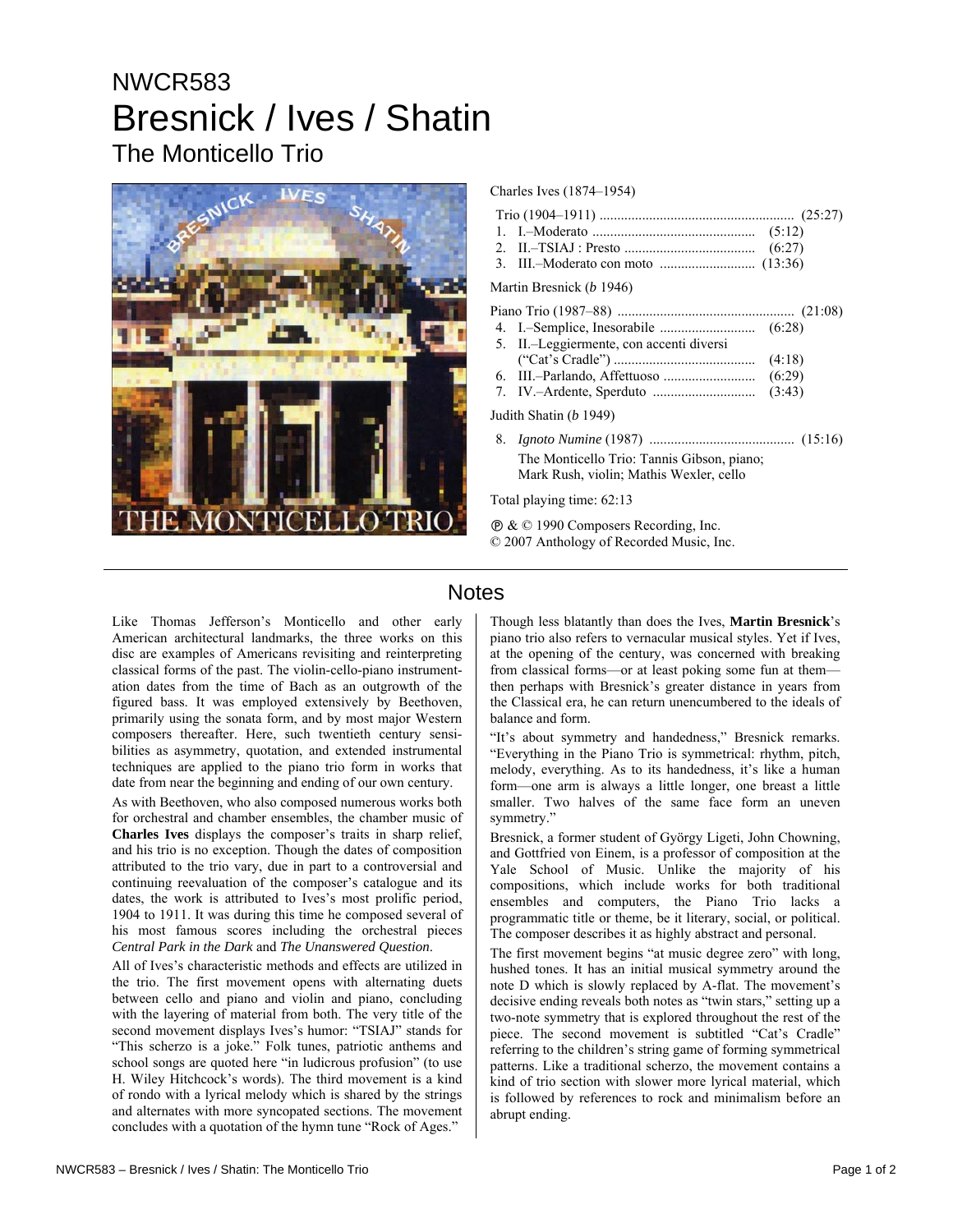# NWCR583

# Bresnick / Ives / Shatin

## The Monticello Trio

Charles Ives (1874–1954)

Trio (1904–1911) ...................................................... (25:27)

1. I.–Moderato ............................................. (5:12)
2. II.–TSIAJ : Presto ..................................... (6:27)
3. III.–Moderato con moto .......................... (13:36)

Martin Bresnick (*b* 1946)

Piano Trio (1987–88) ................................................. (21:08)

4. I.–Semplice, Inesorabile ........................... (6:28)
5. II.–Leggiermente, con accenti diversi ("Cat's Cradle") ........................................ (4:18)
6. III.–Parlando, Affettuoso .......................... (6:29)
7. IV.–Ardente, Sperduto ............................ (3:43)

Judith Shatin (*b* 1949)

8. *Ignoto Numine* (1987) ......................................... (15:16)

The Monticello Trio: Tannis Gibson, piano; Mark Rush, violin; Mathis Wexler, cello

Total playing time: 62:13

℗ & © 1990 Composers Recording, Inc.
© 2007 Anthology of Recorded Music, Inc.

## Notes

Like Thomas Jefferson's Monticello and other early American architectural landmarks, the three works on this disc are examples of Americans revisiting and reinterpreting classical forms of the past. The violin-cello-piano instrumentation dates from the time of Bach as an outgrowth of the figured bass. It was employed extensively by Beethoven, primarily using the sonata form, and by most major Western composers thereafter. Here, such twentieth century sensibilities as asymmetry, quotation, and extended instrumental techniques are applied to the piano trio form in works that date from near the beginning and ending of our own century.

As with Beethoven, who also composed numerous works both for orchestral and chamber ensembles, the chamber music of **Charles Ives** displays the composer's traits in sharp relief, and his trio is no exception. Though the dates of composition attributed to the trio vary, due in part to a controversial and continuing reevaluation of the composer's catalogue and its dates, the work is attributed to Ives's most prolific period, 1904 to 1911. It was during this time he composed several of his most famous scores including the orchestral pieces *Central Park in the Dark* and *The Unanswered Question*.

All of Ives's characteristic methods and effects are utilized in the trio. The first movement opens with alternating duets between cello and piano and violin and piano, concluding with the layering of material from both. The very title of the second movement displays Ives's humor: "TSIAJ" stands for "This scherzo is a joke." Folk tunes, patriotic anthems and school songs are quoted here "in ludicrous profusion" (to use H. Wiley Hitchcock's words). The third movement is a kind of rondo with a lyrical melody which is shared by the strings and alternates with more syncopated sections. The movement concludes with a quotation of the hymn tune "Rock of Ages."

Though less blatantly than does the Ives, **Martin Bresnick**'s piano trio also refers to vernacular musical styles. Yet if Ives, at the opening of the century, was concerned with breaking from classical forms—or at least poking some fun at them—then perhaps with Bresnick's greater distance in years from the Classical era, he can return unencumbered to the ideals of balance and form.

"It's about symmetry and handedness," Bresnick remarks. "Everything in the Piano Trio is symmetrical: rhythm, pitch, melody, everything. As to its handedness, it's like a human form—one arm is always a little longer, one breast a little smaller. Two halves of the same face form an uneven symmetry."

Bresnick, a former student of György Ligeti, John Chowning, and Gottfried von Einem, is a professor of composition at the Yale School of Music. Unlike the majority of his compositions, which include works for both traditional ensembles and computers, the Piano Trio lacks a programmatic title or theme, be it literary, social, or political. The composer describes it as highly abstract and personal.

The first movement begins "at music degree zero" with long, hushed tones. It has an initial musical symmetry around the note D which is slowly replaced by A-flat. The movement's decisive ending reveals both notes as "twin stars," setting up a two-note symmetry that is explored throughout the rest of the piece. The second movement is subtitled "Cat's Cradle" referring to the children's string game of forming symmetrical patterns. Like a traditional scherzo, the movement contains a kind of trio section with slower more lyrical material, which is followed by references to rock and minimalism before an abrupt ending.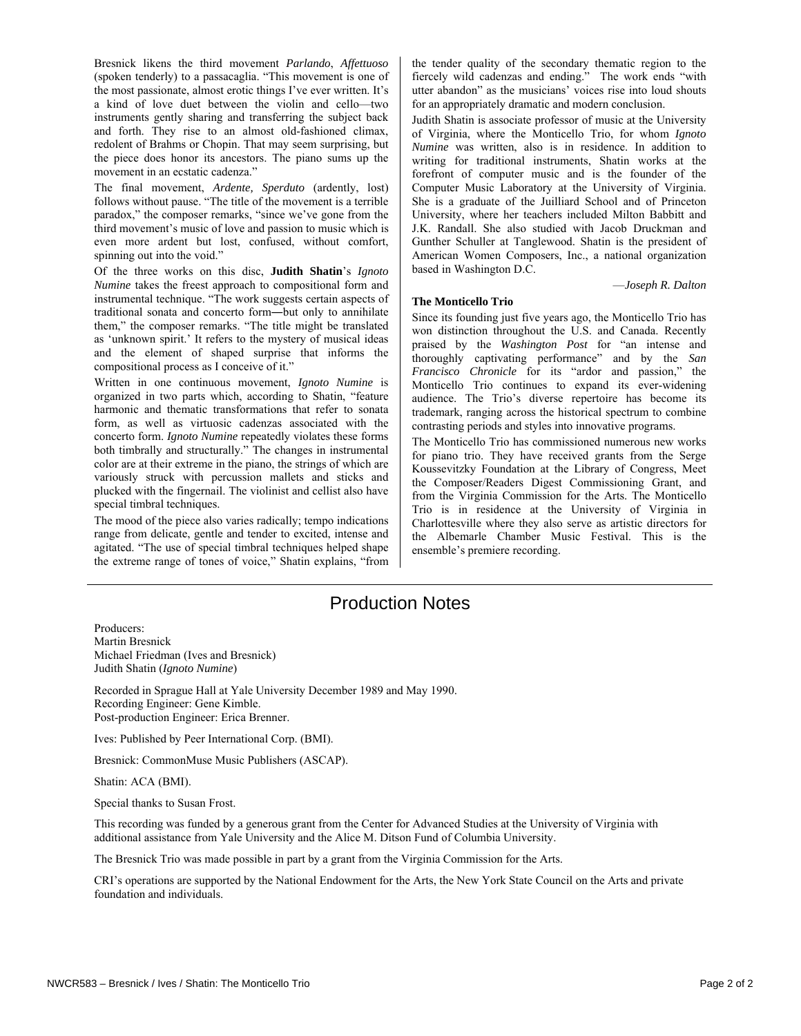Bresnick likens the third movement *Parlando*, *Affettuoso* (spoken tenderly) to a passacaglia. "This movement is one of the most passionate, almost erotic things I've ever written. It's a kind of love duet between the violin and cello—two instruments gently sharing and transferring the subject back and forth. They rise to an almost old-fashioned climax, redolent of Brahms or Chopin. That may seem surprising, but the piece does honor its ancestors. The piano sums up the movement in an ecstatic cadenza."

The final movement, *Ardente, Sperduto* (ardently, lost) follows without pause. "The title of the movement is a terrible paradox," the composer remarks, "since we've gone from the third movement's music of love and passion to music which is even more ardent but lost, confused, without comfort, spinning out into the void."

Of the three works on this disc, **Judith Shatin**'s *Ignoto Numine* takes the freest approach to compositional form and instrumental technique. "The work suggests certain aspects of traditional sonata and concerto form―but only to annihilate them," the composer remarks. "The title might be translated as 'unknown spirit.' It refers to the mystery of musical ideas and the element of shaped surprise that informs the compositional process as I conceive of it."

Written in one continuous movement, *Ignoto Numine* is organized in two parts which, according to Shatin, "feature harmonic and thematic transformations that refer to sonata form, as well as virtuosic cadenzas associated with the concerto form. *Ignoto Numine* repeatedly violates these forms both timbrally and structurally." The changes in instrumental color are at their extreme in the piano, the strings of which are variously struck with percussion mallets and sticks and plucked with the fingernail. The violinist and cellist also have special timbral techniques.

The mood of the piece also varies radically; tempo indications range from delicate, gentle and tender to excited, intense and agitated. "The use of special timbral techniques helped shape the extreme range of tones of voice," Shatin explains, "from the tender quality of the secondary thematic region to the fiercely wild cadenzas and ending." The work ends "with utter abandon" as the musicians' voices rise into loud shouts for an appropriately dramatic and modern conclusion.

Judith Shatin is associate professor of music at the University of Virginia, where the Monticello Trio, for whom *Ignoto Numine* was written, also is in residence. In addition to writing for traditional instruments, Shatin works at the forefront of computer music and is the founder of the Computer Music Laboratory at the University of Virginia. She is a graduate of the Juilliard School and of Princeton University, where her teachers included Milton Babbitt and J.K. Randall. She also studied with Jacob Druckman and Gunther Schuller at Tanglewood. Shatin is the president of American Women Composers, Inc., a national organization based in Washington D.C.

—*Joseph R. Dalton*

**The Monticello Trio**

Since its founding just five years ago, the Monticello Trio has won distinction throughout the U.S. and Canada. Recently praised by the *Washington Post* for "an intense and thoroughly captivating performance" and by the *San Francisco Chronicle* for its "ardor and passion," the Monticello Trio continues to expand its ever-widening audience. The Trio's diverse repertoire has become its trademark, ranging across the historical spectrum to combine contrasting periods and styles into innovative programs.

The Monticello Trio has commissioned numerous new works for piano trio. They have received grants from the Serge Koussevitzky Foundation at the Library of Congress, Meet the Composer/Readers Digest Commissioning Grant, and from the Virginia Commission for the Arts. The Monticello Trio is in residence at the University of Virginia in Charlottesville where they also serve as artistic directors for the Albemarle Chamber Music Festival. This is the ensemble's premiere recording.

# Production Notes

Producers:
Martin Bresnick
Michael Friedman (Ives and Bresnick)
Judith Shatin (*Ignoto Numine*)

Recorded in Sprague Hall at Yale University December 1989 and May 1990.
Recording Engineer: Gene Kimble.
Post-production Engineer: Erica Brenner.

Ives: Published by Peer International Corp. (BMI).

Bresnick: CommonMuse Music Publishers (ASCAP).

Shatin: ACA (BMI).

Special thanks to Susan Frost.

This recording was funded by a generous grant from the Center for Advanced Studies at the University of Virginia with additional assistance from Yale University and the Alice M. Ditson Fund of Columbia University.

The Bresnick Trio was made possible in part by a grant from the Virginia Commission for the Arts.

CRI's operations are supported by the National Endowment for the Arts, the New York State Council on the Arts and private foundation and individuals.